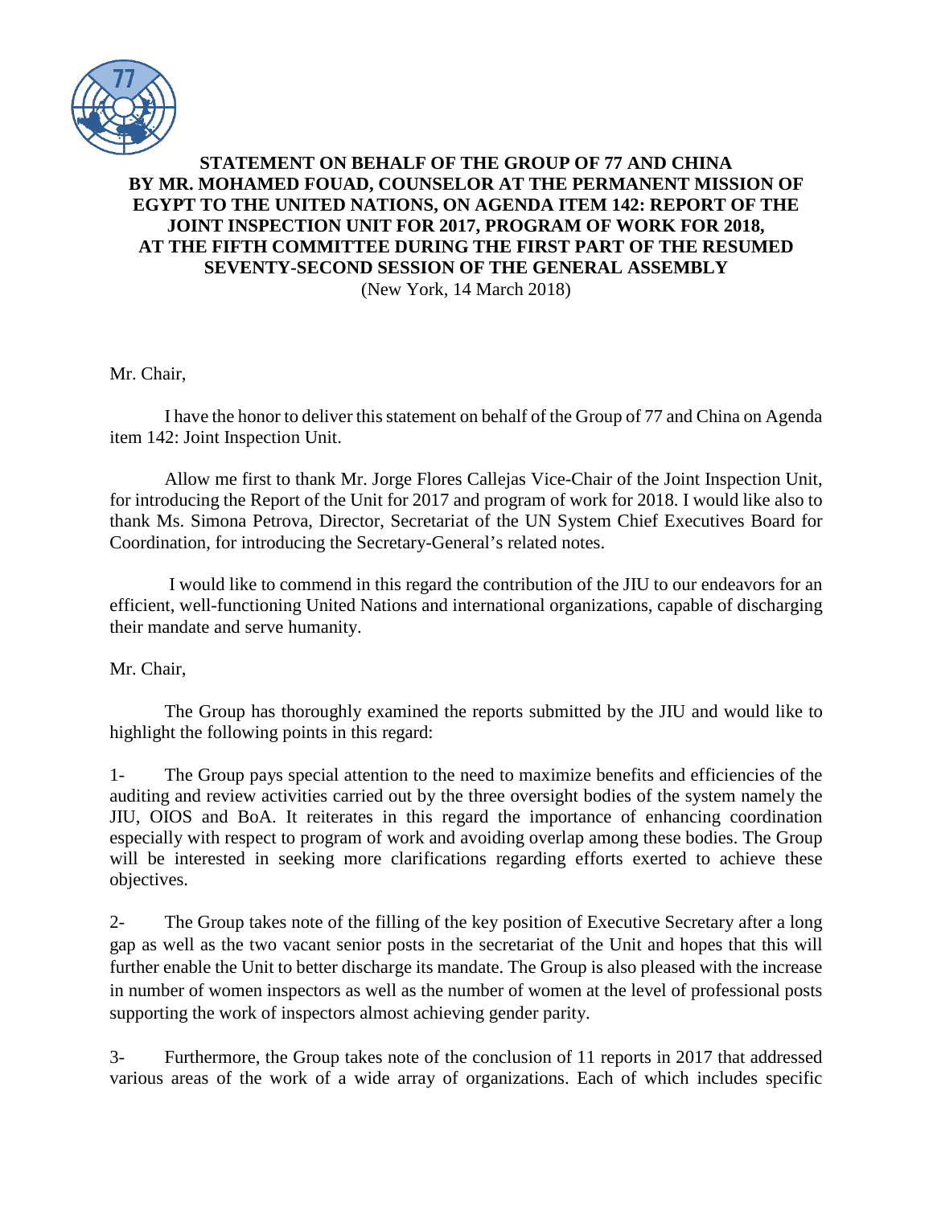**STATEMENT ON BEHALF OF THE GROUP OF 77 AND CHINA BY MR. MOHAMED FOUAD, COUNSELOR AT THE PERMANENT MISSION OF EGYPT TO THE UNITED NATIONS, ON AGENDA ITEM 142: REPORT OF THE JOINT INSPECTION UNIT FOR 2017, PROGRAM OF WORK FOR 2018, AT THE FIFTH COMMITTEE DURING THE FIRST PART OF THE RESUMED SEVENTY-SECOND SESSION OF THE GENERAL ASSEMBLY**

(New York, 14 March 2018)

Mr. Chair,

I have the honor to deliver this statement on behalf of the Group of 77 and China on Agenda item 142: Joint Inspection Unit.

Allow me first to thank Mr. Jorge Flores Callejas Vice-Chair of the Joint Inspection Unit, for introducing the Report of the Unit for 2017 and program of work for 2018. I would like also to thank Ms. Simona Petrova, Director, Secretariat of the UN System Chief Executives Board for Coordination, for introducing the Secretary-General's related notes.

I would like to commend in this regard the contribution of the JIU to our endeavors for an efficient, well-functioning United Nations and international organizations, capable of discharging their mandate and serve humanity.

Mr. Chair,

The Group has thoroughly examined the reports submitted by the JIU and would like to highlight the following points in this regard:

1- The Group pays special attention to the need to maximize benefits and efficiencies of the auditing and review activities carried out by the three oversight bodies of the system namely the JIU, OIOS and BoA. It reiterates in this regard the importance of enhancing coordination especially with respect to program of work and avoiding overlap among these bodies. The Group will be interested in seeking more clarifications regarding efforts exerted to achieve these objectives.

2- The Group takes note of the filling of the key position of Executive Secretary after a long gap as well as the two vacant senior posts in the secretariat of the Unit and hopes that this will further enable the Unit to better discharge its mandate. The Group is also pleased with the increase in number of women inspectors as well as the number of women at the level of professional posts supporting the work of inspectors almost achieving gender parity.

3- Furthermore, the Group takes note of the conclusion of 11 reports in 2017 that addressed various areas of the work of a wide array of organizations. Each of which includes specific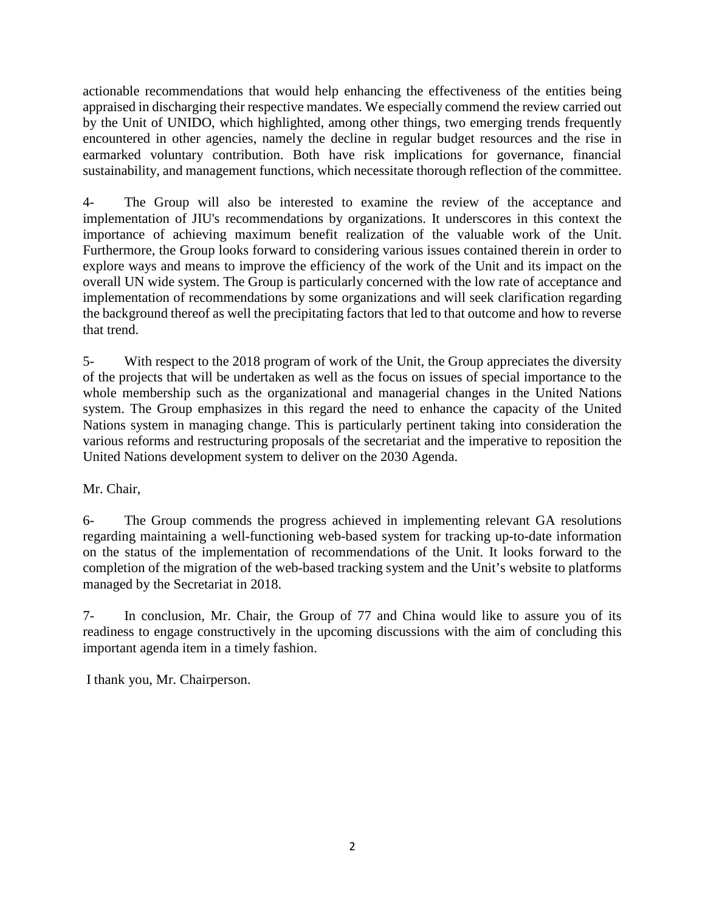actionable recommendations that would help enhancing the effectiveness of the entities being appraised in discharging their respective mandates. We especially commend the review carried out by the Unit of UNIDO, which highlighted, among other things, two emerging trends frequently encountered in other agencies, namely the decline in regular budget resources and the rise in earmarked voluntary contribution. Both have risk implications for governance, financial sustainability, and management functions, which necessitate thorough reflection of the committee.

4- The Group will also be interested to examine the review of the acceptance and implementation of JIU's recommendations by organizations. It underscores in this context the importance of achieving maximum benefit realization of the valuable work of the Unit. Furthermore, the Group looks forward to considering various issues contained therein in order to explore ways and means to improve the efficiency of the work of the Unit and its impact on the overall UN wide system. The Group is particularly concerned with the low rate of acceptance and implementation of recommendations by some organizations and will seek clarification regarding the background thereof as well the precipitating factors that led to that outcome and how to reverse that trend.

5- With respect to the 2018 program of work of the Unit, the Group appreciates the diversity of the projects that will be undertaken as well as the focus on issues of special importance to the whole membership such as the organizational and managerial changes in the United Nations system. The Group emphasizes in this regard the need to enhance the capacity of the United Nations system in managing change. This is particularly pertinent taking into consideration the various reforms and restructuring proposals of the secretariat and the imperative to reposition the United Nations development system to deliver on the 2030 Agenda.

Mr. Chair,

6- The Group commends the progress achieved in implementing relevant GA resolutions regarding maintaining a well-functioning web-based system for tracking up-to-date information on the status of the implementation of recommendations of the Unit. It looks forward to the completion of the migration of the web-based tracking system and the Unit's website to platforms managed by the Secretariat in 2018.

7- In conclusion, Mr. Chair, the Group of 77 and China would like to assure you of its readiness to engage constructively in the upcoming discussions with the aim of concluding this important agenda item in a timely fashion.

I thank you, Mr. Chairperson.